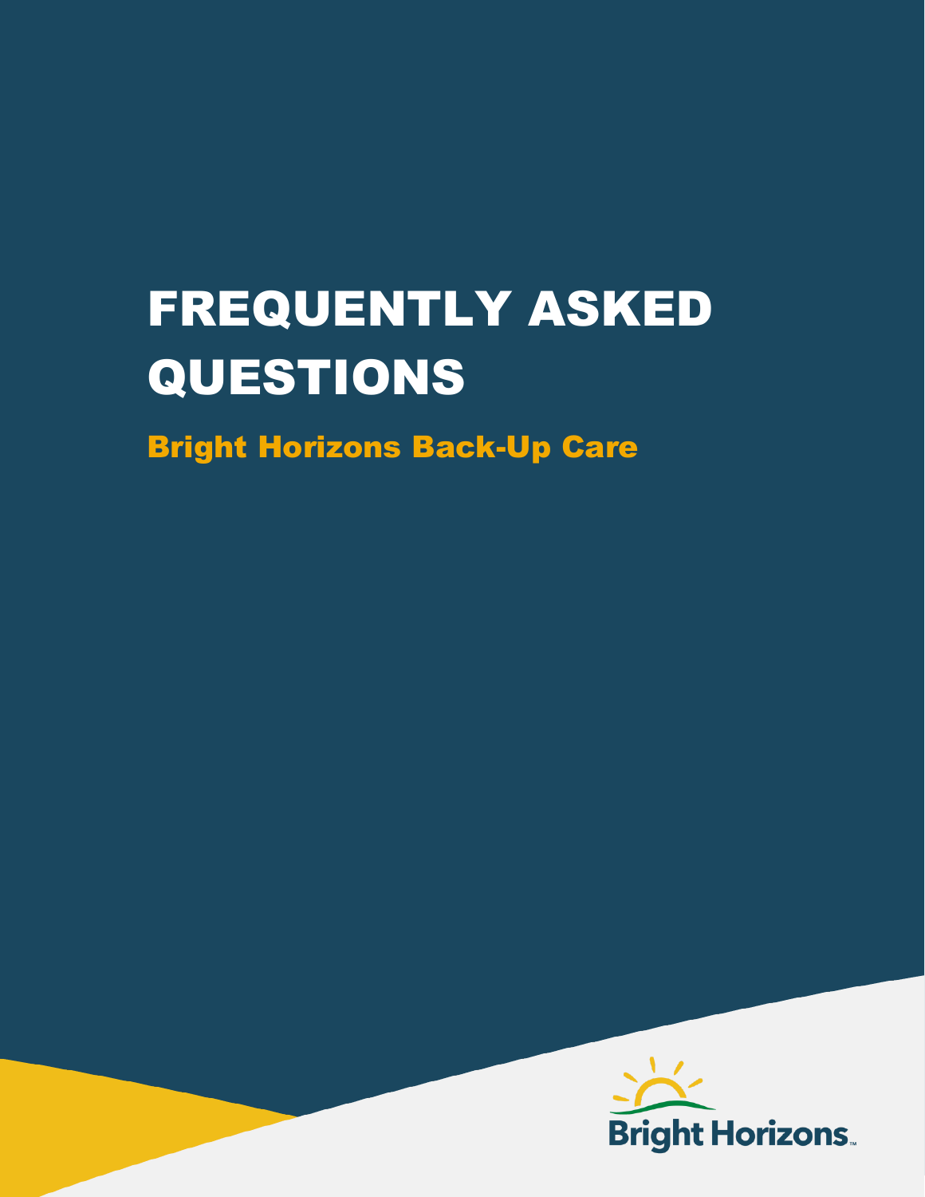# FREQUENTLY ASKED QUESTIONS

## Bright Horizons Back-Up Care

Bright Horizons™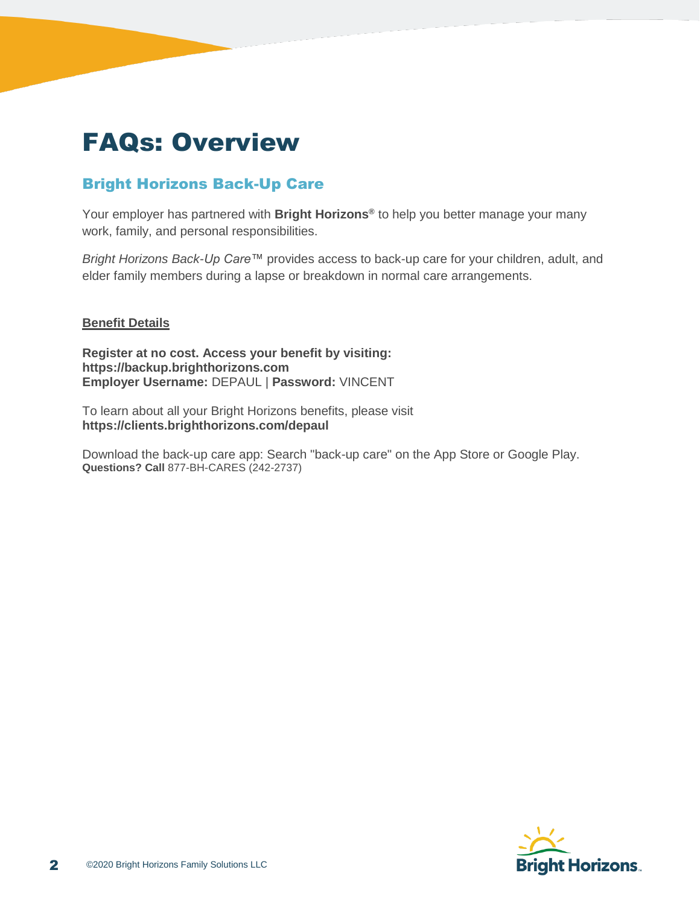# FAQs: Overview

## Bright Horizons Back-Up Care

Your employer has partnered with **Bright Horizons®** to help you better manage your many work, family, and personal responsibilities.

*Bright Horizons Back-Up Care*™ provides access to back-up care for your children, adult, and elder family members during a lapse or breakdown in normal care arrangements.

**Benefit Details**

**Register at no cost. Access your benefit by visiting:**
**https://backup.brighthorizons.com**
**Employer Username:** DEPAUL | **Password:** VINCENT

To learn about all your Bright Horizons benefits, please visit
**https://clients.brighthorizons.com/depaul**

Download the back-up care app: Search "back-up care" on the App Store or Google Play.
**Questions? Call** 877-BH-CARES (242-2737)

©2020 Bright Horizons Family Solutions LLC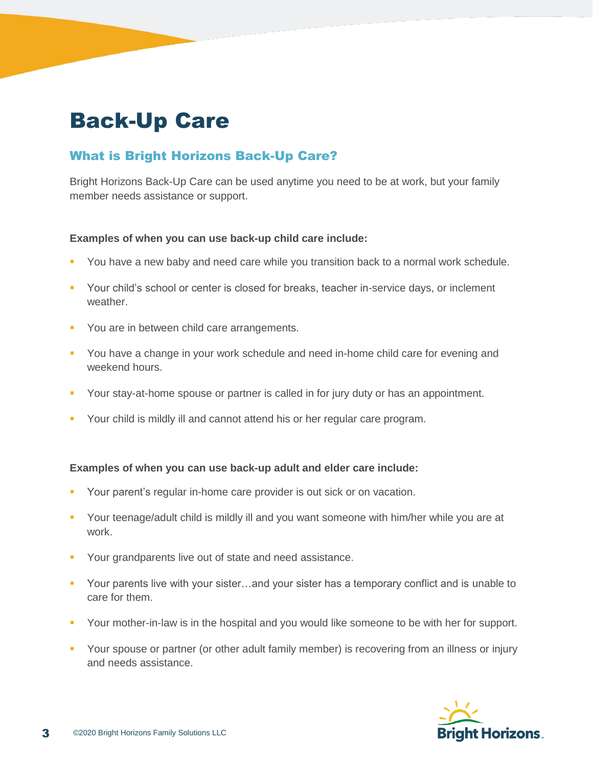# Back-Up Care

## What is Bright Horizons Back-Up Care?

Bright Horizons Back-Up Care can be used anytime you need to be at work, but your family member needs assistance or support.

**Examples of when you can use back-up child care include:**

- You have a new baby and need care while you transition back to a normal work schedule.
- Your child's school or center is closed for breaks, teacher in-service days, or inclement weather.
- You are in between child care arrangements.
- You have a change in your work schedule and need in-home child care for evening and weekend hours.
- Your stay-at-home spouse or partner is called in for jury duty or has an appointment.
- Your child is mildly ill and cannot attend his or her regular care program.

**Examples of when you can use back-up adult and elder care include:**

- Your parent's regular in-home care provider is out sick or on vacation.
- Your teenage/adult child is mildly ill and you want someone with him/her while you are at work.
- Your grandparents live out of state and need assistance.
- Your parents live with your sister…and your sister has a temporary conflict and is unable to care for them.
- Your mother-in-law is in the hospital and you would like someone to be with her for support.
- Your spouse or partner (or other adult family member) is recovering from an illness or injury and needs assistance.

©2020 Bright Horizons Family Solutions LLC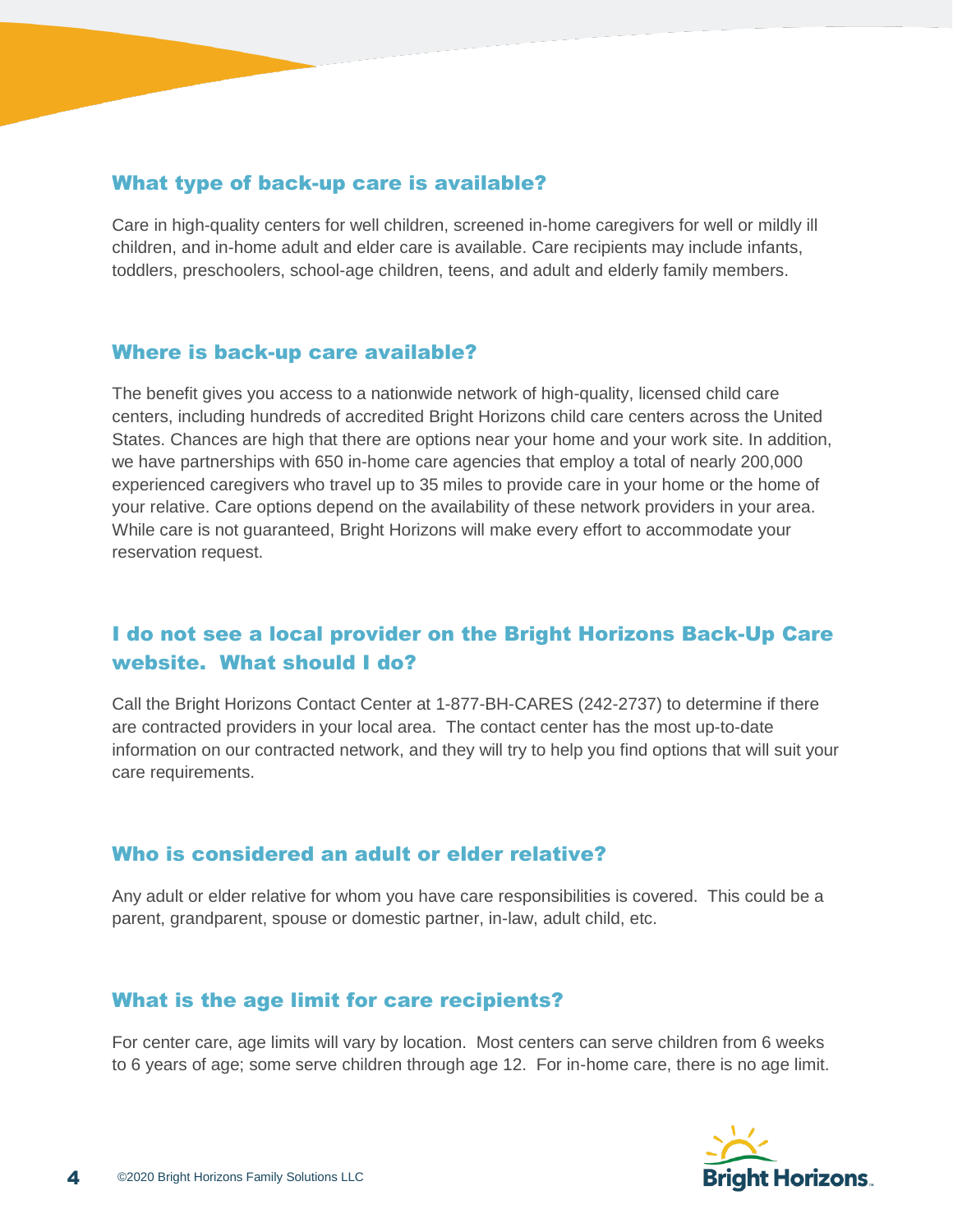## What type of back-up care is available?

Care in high-quality centers for well children, screened in-home caregivers for well or mildly ill children, and in-home adult and elder care is available. Care recipients may include infants, toddlers, preschoolers, school-age children, teens, and adult and elderly family members.

## Where is back-up care available?

The benefit gives you access to a nationwide network of high-quality, licensed child care centers, including hundreds of accredited Bright Horizons child care centers across the United States. Chances are high that there are options near your home and your work site. In addition, we have partnerships with 650 in-home care agencies that employ a total of nearly 200,000 experienced caregivers who travel up to 35 miles to provide care in your home or the home of your relative. Care options depend on the availability of these network providers in your area. While care is not guaranteed, Bright Horizons will make every effort to accommodate your reservation request.

## I do not see a local provider on the Bright Horizons Back-Up Care website. What should I do?

Call the Bright Horizons Contact Center at 1-877-BH-CARES (242-2737) to determine if there are contracted providers in your local area. The contact center has the most up-to-date information on our contracted network, and they will try to help you find options that will suit your care requirements.

## Who is considered an adult or elder relative?

Any adult or elder relative for whom you have care responsibilities is covered. This could be a parent, grandparent, spouse or domestic partner, in-law, adult child, etc.

## What is the age limit for care recipients?

For center care, age limits will vary by location. Most centers can serve children from 6 weeks to 6 years of age; some serve children through age 12. For in-home care, there is no age limit.

©2020 Bright Horizons Family Solutions LLC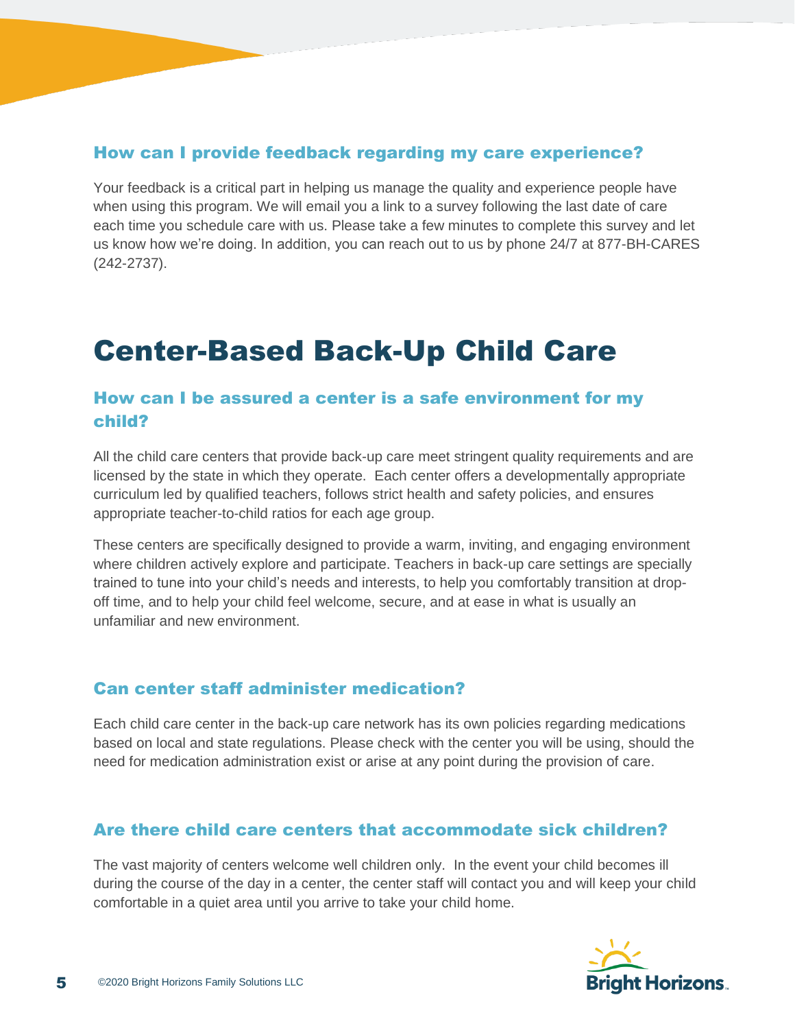### How can I provide feedback regarding my care experience?

Your feedback is a critical part in helping us manage the quality and experience people have when using this program. We will email you a link to a survey following the last date of care each time you schedule care with us. Please take a few minutes to complete this survey and let us know how we're doing. In addition, you can reach out to us by phone 24/7 at 877-BH-CARES (242-2737).

# Center-Based Back-Up Child Care

### How can I be assured a center is a safe environment for my child?

All the child care centers that provide back-up care meet stringent quality requirements and are licensed by the state in which they operate. Each center offers a developmentally appropriate curriculum led by qualified teachers, follows strict health and safety policies, and ensures appropriate teacher-to-child ratios for each age group.

These centers are specifically designed to provide a warm, inviting, and engaging environment where children actively explore and participate. Teachers in back-up care settings are specially trained to tune into your child's needs and interests, to help you comfortably transition at drop-off time, and to help your child feel welcome, secure, and at ease in what is usually an unfamiliar and new environment.

### Can center staff administer medication?

Each child care center in the back-up care network has its own policies regarding medications based on local and state regulations. Please check with the center you will be using, should the need for medication administration exist or arise at any point during the provision of care.

### Are there child care centers that accommodate sick children?

The vast majority of centers welcome well children only. In the event your child becomes ill during the course of the day in a center, the center staff will contact you and will keep your child comfortable in a quiet area until you arrive to take your child home.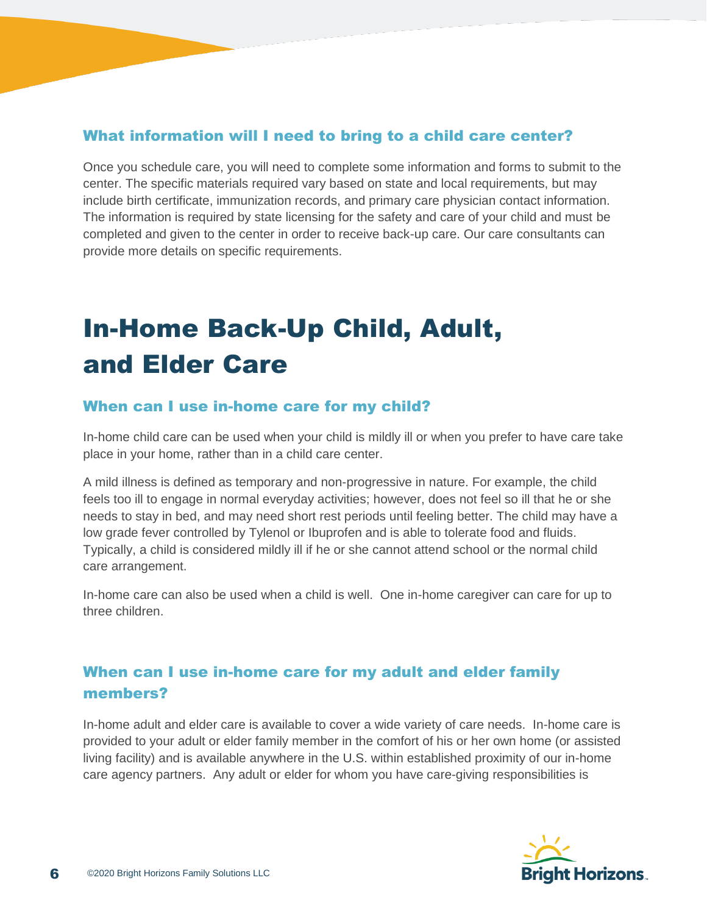### What information will I need to bring to a child care center?

Once you schedule care, you will need to complete some information and forms to submit to the center. The specific materials required vary based on state and local requirements, but may include birth certificate, immunization records, and primary care physician contact information. The information is required by state licensing for the safety and care of your child and must be completed and given to the center in order to receive back-up care. Our care consultants can provide more details on specific requirements.

# In-Home Back-Up Child, Adult, and Elder Care

### When can I use in-home care for my child?

In-home child care can be used when your child is mildly ill or when you prefer to have care take place in your home, rather than in a child care center.

A mild illness is defined as temporary and non-progressive in nature. For example, the child feels too ill to engage in normal everyday activities; however, does not feel so ill that he or she needs to stay in bed, and may need short rest periods until feeling better. The child may have a low grade fever controlled by Tylenol or Ibuprofen and is able to tolerate food and fluids. Typically, a child is considered mildly ill if he or she cannot attend school or the normal child care arrangement.

In-home care can also be used when a child is well. One in-home caregiver can care for up to three children.

### When can I use in-home care for my adult and elder family members?

In-home adult and elder care is available to cover a wide variety of care needs. In-home care is provided to your adult or elder family member in the comfort of his or her own home (or assisted living facility) and is available anywhere in the U.S. within established proximity of our in-home care agency partners. Any adult or elder for whom you have care-giving responsibilities is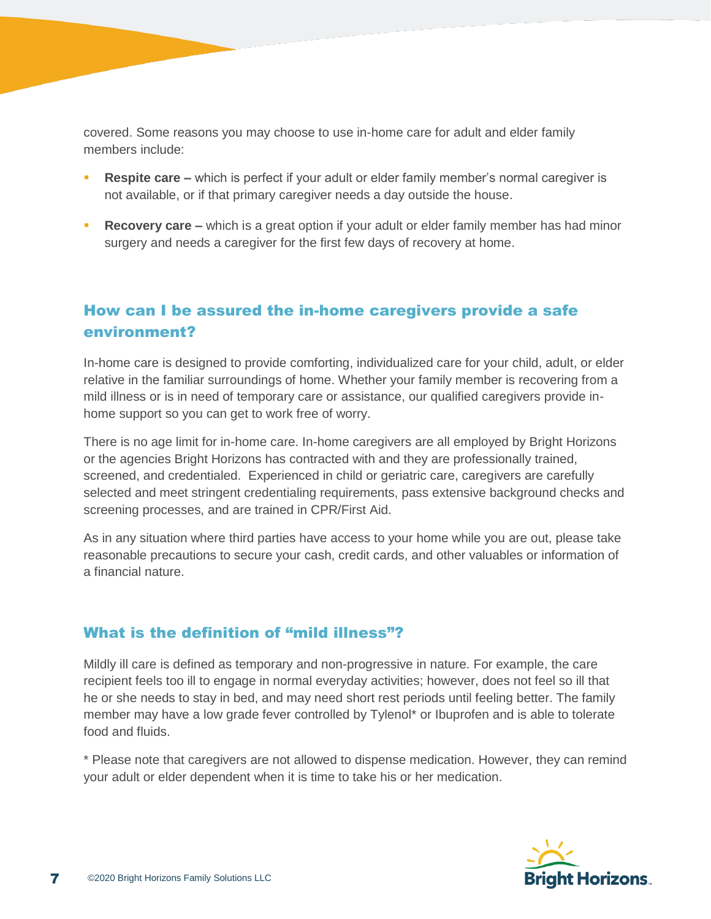covered. Some reasons you may choose to use in-home care for adult and elder family members include:

- **Respite care –** which is perfect if your adult or elder family member's normal caregiver is not available, or if that primary caregiver needs a day outside the house.
- **Recovery care –** which is a great option if your adult or elder family member has had minor surgery and needs a caregiver for the first few days of recovery at home.

## How can I be assured the in-home caregivers provide a safe environment?

In-home care is designed to provide comforting, individualized care for your child, adult, or elder relative in the familiar surroundings of home. Whether your family member is recovering from a mild illness or is in need of temporary care or assistance, our qualified caregivers provide in-home support so you can get to work free of worry.

There is no age limit for in-home care. In-home caregivers are all employed by Bright Horizons or the agencies Bright Horizons has contracted with and they are professionally trained, screened, and credentialed. Experienced in child or geriatric care, caregivers are carefully selected and meet stringent credentialing requirements, pass extensive background checks and screening processes, and are trained in CPR/First Aid.

As in any situation where third parties have access to your home while you are out, please take reasonable precautions to secure your cash, credit cards, and other valuables or information of a financial nature.

## What is the definition of "mild illness"?

Mildly ill care is defined as temporary and non-progressive in nature. For example, the care recipient feels too ill to engage in normal everyday activities; however, does not feel so ill that he or she needs to stay in bed, and may need short rest periods until feeling better. The family member may have a low grade fever controlled by Tylenol* or Ibuprofen and is able to tolerate food and fluids.

* Please note that caregivers are not allowed to dispense medication. However, they can remind your adult or elder dependent when it is time to take his or her medication.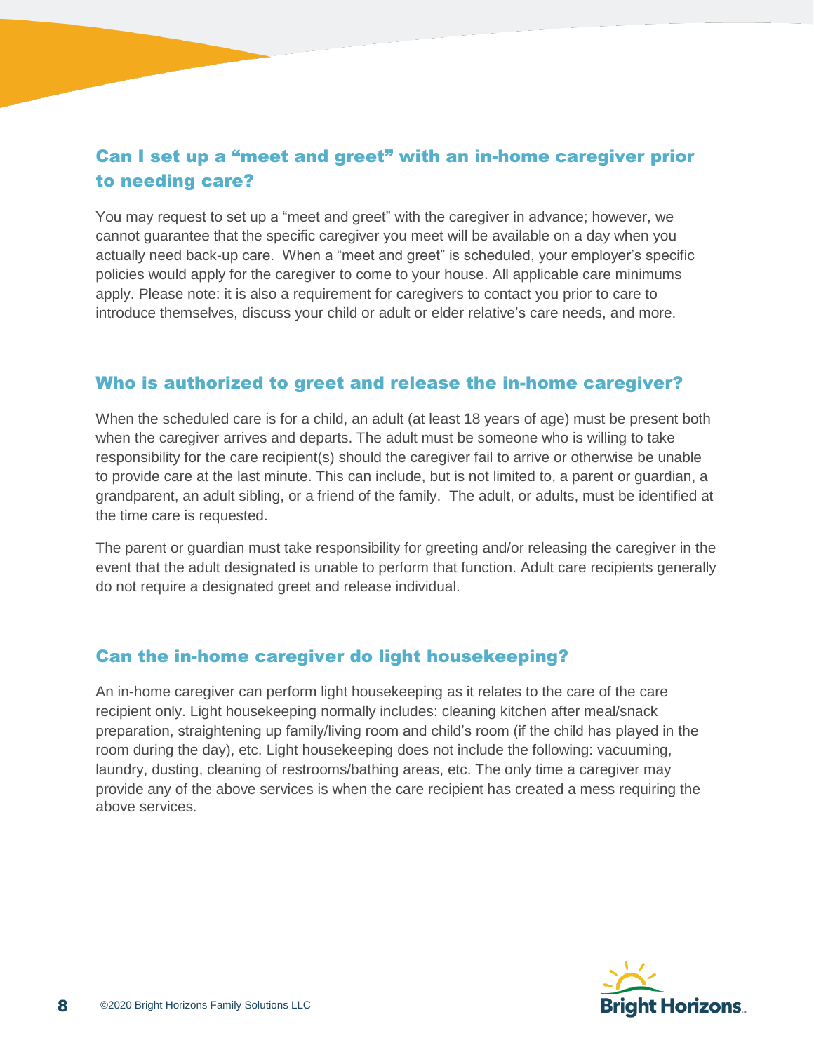## Can I set up a "meet and greet" with an in-home caregiver prior to needing care?

You may request to set up a "meet and greet" with the caregiver in advance; however, we cannot guarantee that the specific caregiver you meet will be available on a day when you actually need back-up care. When a "meet and greet" is scheduled, your employer's specific policies would apply for the caregiver to come to your house. All applicable care minimums apply. Please note: it is also a requirement for caregivers to contact you prior to care to introduce themselves, discuss your child or adult or elder relative's care needs, and more.

## Who is authorized to greet and release the in-home caregiver?

When the scheduled care is for a child, an adult (at least 18 years of age) must be present both when the caregiver arrives and departs. The adult must be someone who is willing to take responsibility for the care recipient(s) should the caregiver fail to arrive or otherwise be unable to provide care at the last minute. This can include, but is not limited to, a parent or guardian, a grandparent, an adult sibling, or a friend of the family. The adult, or adults, must be identified at the time care is requested.

The parent or guardian must take responsibility for greeting and/or releasing the caregiver in the event that the adult designated is unable to perform that function. Adult care recipients generally do not require a designated greet and release individual.

## Can the in-home caregiver do light housekeeping?

An in-home caregiver can perform light housekeeping as it relates to the care of the care recipient only. Light housekeeping normally includes: cleaning kitchen after meal/snack preparation, straightening up family/living room and child's room (if the child has played in the room during the day), etc. Light housekeeping does not include the following: vacuuming, laundry, dusting, cleaning of restrooms/bathing areas, etc. The only time a caregiver may provide any of the above services is when the care recipient has created a mess requiring the above services.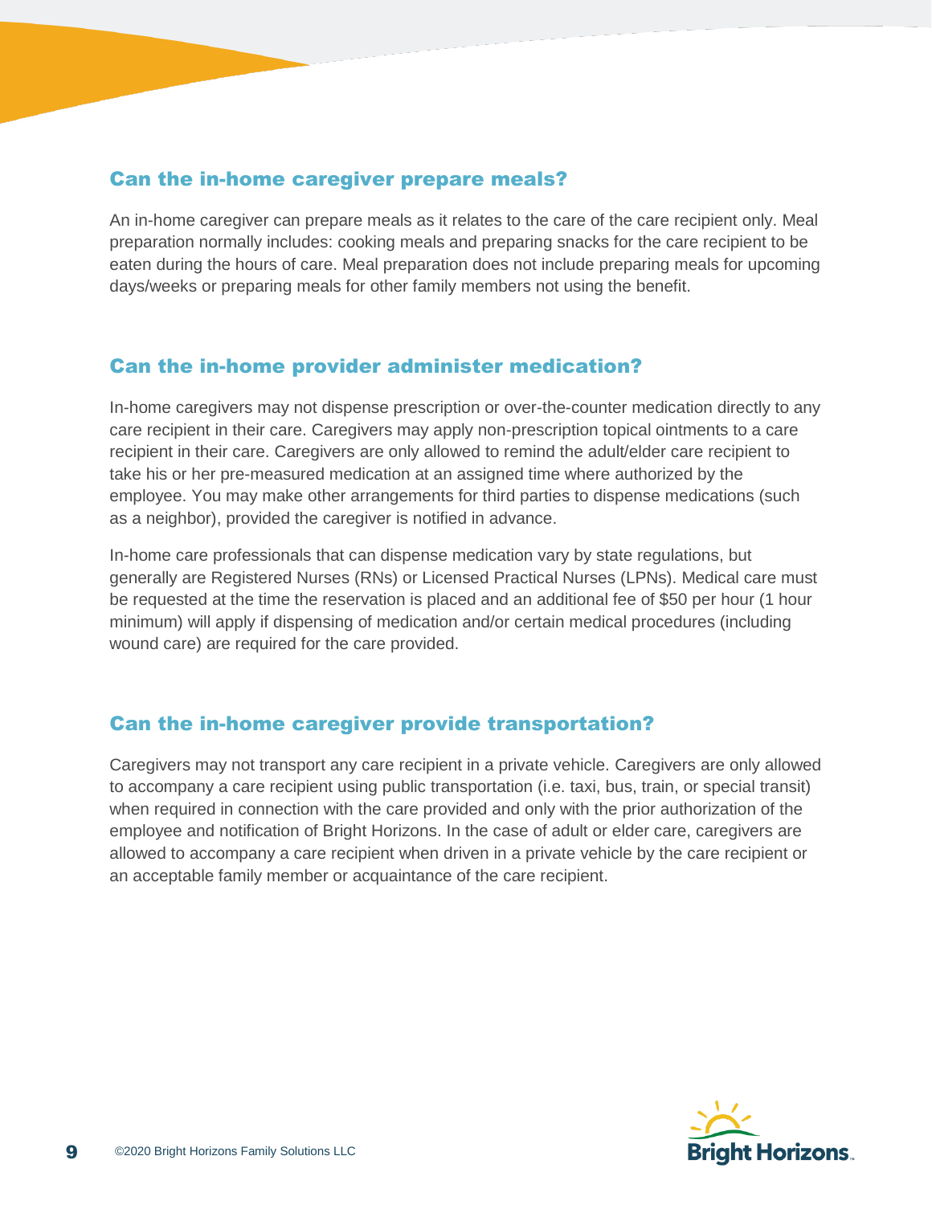## Can the in-home caregiver prepare meals?

An in-home caregiver can prepare meals as it relates to the care of the care recipient only. Meal preparation normally includes: cooking meals and preparing snacks for the care recipient to be eaten during the hours of care. Meal preparation does not include preparing meals for upcoming days/weeks or preparing meals for other family members not using the benefit.

## Can the in-home provider administer medication?

In-home caregivers may not dispense prescription or over-the-counter medication directly to any care recipient in their care. Caregivers may apply non-prescription topical ointments to a care recipient in their care. Caregivers are only allowed to remind the adult/elder care recipient to take his or her pre-measured medication at an assigned time where authorized by the employee. You may make other arrangements for third parties to dispense medications (such as a neighbor), provided the caregiver is notified in advance.

In-home care professionals that can dispense medication vary by state regulations, but generally are Registered Nurses (RNs) or Licensed Practical Nurses (LPNs). Medical care must be requested at the time the reservation is placed and an additional fee of $50 per hour (1 hour minimum) will apply if dispensing of medication and/or certain medical procedures (including wound care) are required for the care provided.

## Can the in-home caregiver provide transportation?

Caregivers may not transport any care recipient in a private vehicle. Caregivers are only allowed to accompany a care recipient using public transportation (i.e. taxi, bus, train, or special transit) when required in connection with the care provided and only with the prior authorization of the employee and notification of Bright Horizons. In the case of adult or elder care, caregivers are allowed to accompany a care recipient when driven in a private vehicle by the care recipient or an acceptable family member or acquaintance of the care recipient.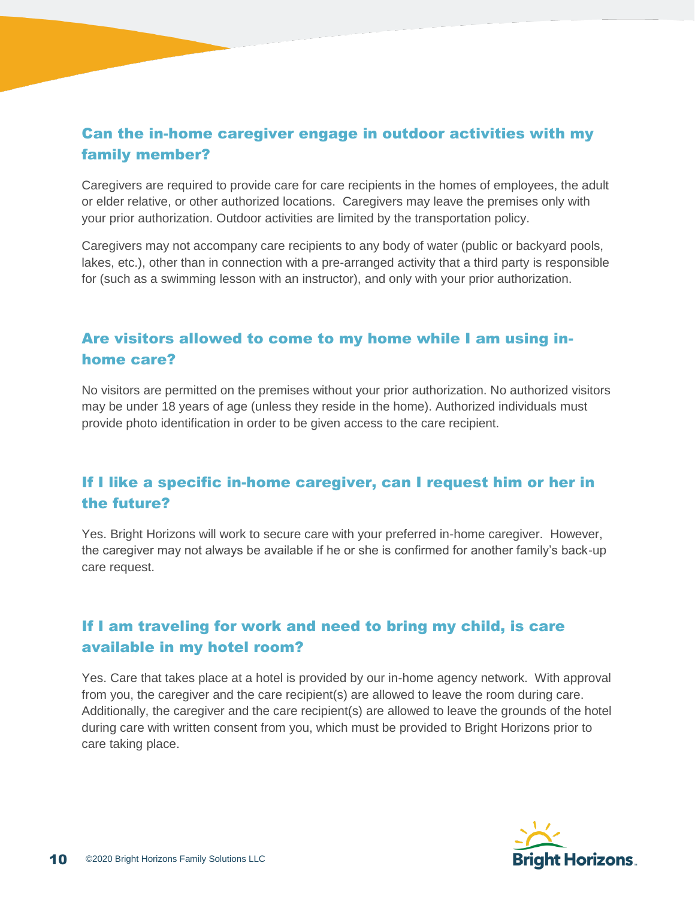## Can the in-home caregiver engage in outdoor activities with my family member?

Caregivers are required to provide care for care recipients in the homes of employees, the adult or elder relative, or other authorized locations. Caregivers may leave the premises only with your prior authorization. Outdoor activities are limited by the transportation policy.

Caregivers may not accompany care recipients to any body of water (public or backyard pools, lakes, etc.), other than in connection with a pre-arranged activity that a third party is responsible for (such as a swimming lesson with an instructor), and only with your prior authorization.

## Are visitors allowed to come to my home while I am using in-home care?

No visitors are permitted on the premises without your prior authorization. No authorized visitors may be under 18 years of age (unless they reside in the home). Authorized individuals must provide photo identification in order to be given access to the care recipient.

## If I like a specific in-home caregiver, can I request him or her in the future?

Yes. Bright Horizons will work to secure care with your preferred in-home caregiver. However, the caregiver may not always be available if he or she is confirmed for another family's back-up care request.

## If I am traveling for work and need to bring my child, is care available in my hotel room?

Yes. Care that takes place at a hotel is provided by our in-home agency network. With approval from you, the caregiver and the care recipient(s) are allowed to leave the room during care. Additionally, the caregiver and the care recipient(s) are allowed to leave the grounds of the hotel during care with written consent from you, which must be provided to Bright Horizons prior to care taking place.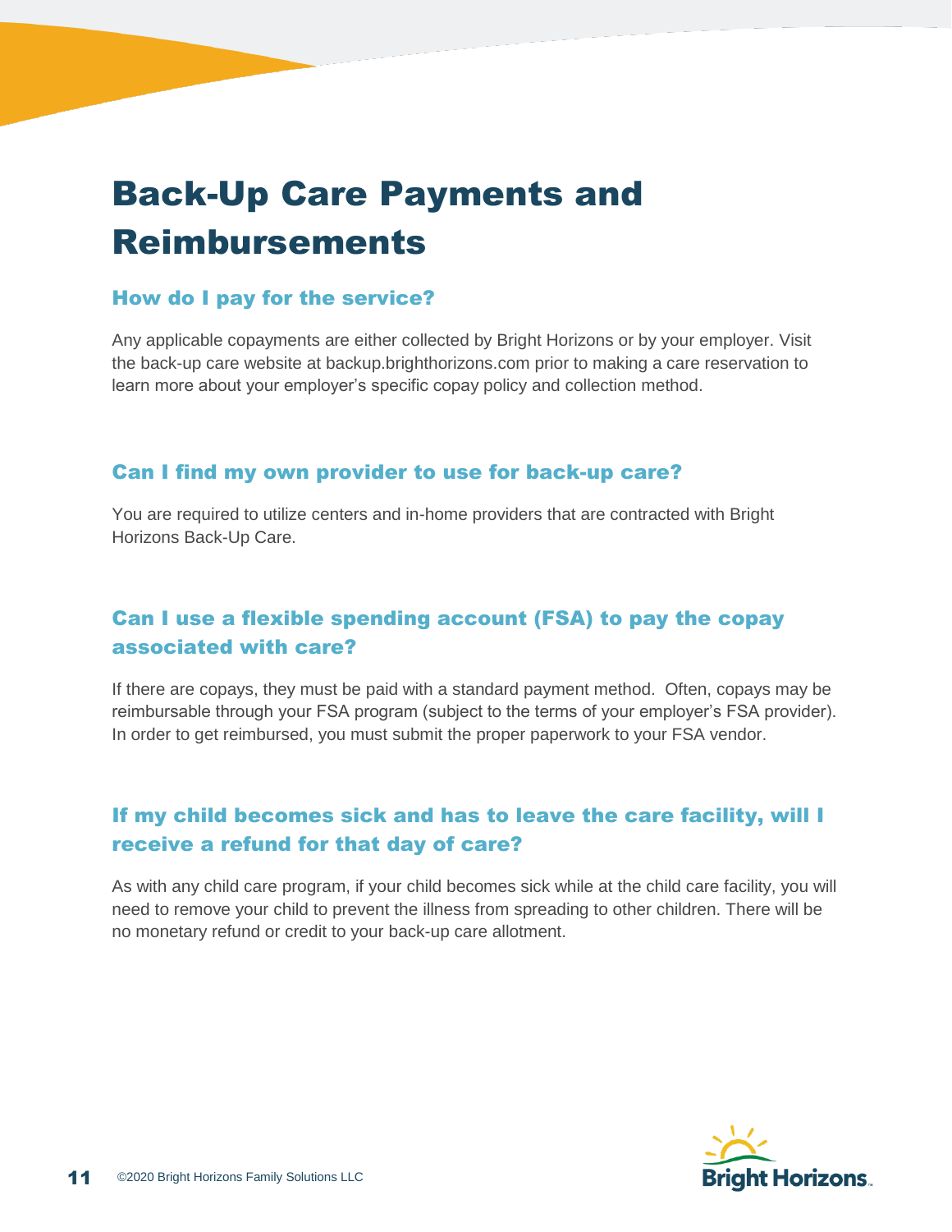# Back-Up Care Payments and Reimbursements

## How do I pay for the service?

Any applicable copayments are either collected by Bright Horizons or by your employer. Visit the back-up care website at backup.brighthorizons.com prior to making a care reservation to learn more about your employer's specific copay policy and collection method.

## Can I find my own provider to use for back-up care?

You are required to utilize centers and in-home providers that are contracted with Bright Horizons Back-Up Care.

## Can I use a flexible spending account (FSA) to pay the copay associated with care?

If there are copays, they must be paid with a standard payment method. Often, copays may be reimbursable through your FSA program (subject to the terms of your employer's FSA provider). In order to get reimbursed, you must submit the proper paperwork to your FSA vendor.

## If my child becomes sick and has to leave the care facility, will I receive a refund for that day of care?

As with any child care program, if your child becomes sick while at the child care facility, you will need to remove your child to prevent the illness from spreading to other children. There will be no monetary refund or credit to your back-up care allotment.

©2020 Bright Horizons Family Solutions LLC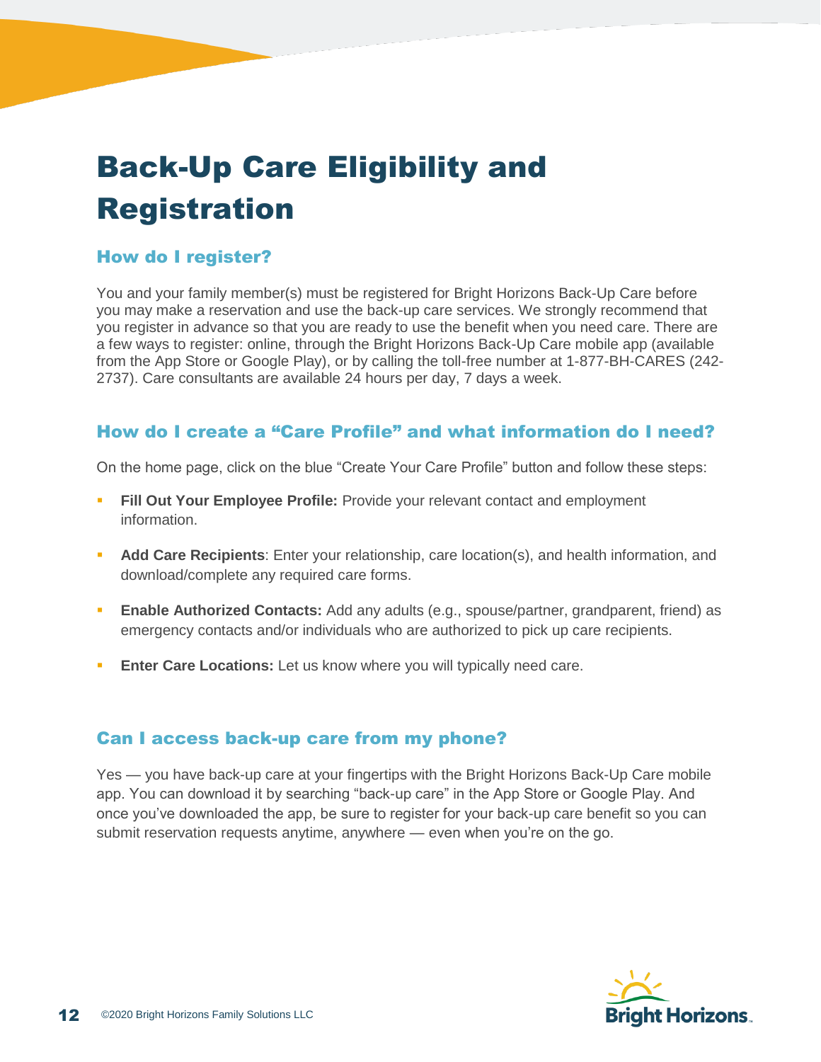# Back-Up Care Eligibility and Registration

## How do I register?

You and your family member(s) must be registered for Bright Horizons Back-Up Care before you may make a reservation and use the back-up care services. We strongly recommend that you register in advance so that you are ready to use the benefit when you need care. There are a few ways to register: online, through the Bright Horizons Back-Up Care mobile app (available from the App Store or Google Play), or by calling the toll-free number at 1-877-BH-CARES (242-2737). Care consultants are available 24 hours per day, 7 days a week.

## How do I create a "Care Profile" and what information do I need?

On the home page, click on the blue "Create Your Care Profile" button and follow these steps:

- **Fill Out Your Employee Profile:** Provide your relevant contact and employment information.
- **Add Care Recipients**: Enter your relationship, care location(s), and health information, and download/complete any required care forms.
- **Enable Authorized Contacts:** Add any adults (e.g., spouse/partner, grandparent, friend) as emergency contacts and/or individuals who are authorized to pick up care recipients.
- **Enter Care Locations:** Let us know where you will typically need care.

## Can I access back-up care from my phone?

Yes — you have back-up care at your fingertips with the Bright Horizons Back-Up Care mobile app. You can download it by searching "back-up care" in the App Store or Google Play. And once you've downloaded the app, be sure to register for your back-up care benefit so you can submit reservation requests anytime, anywhere — even when you're on the go.

©2020 Bright Horizons Family Solutions LLC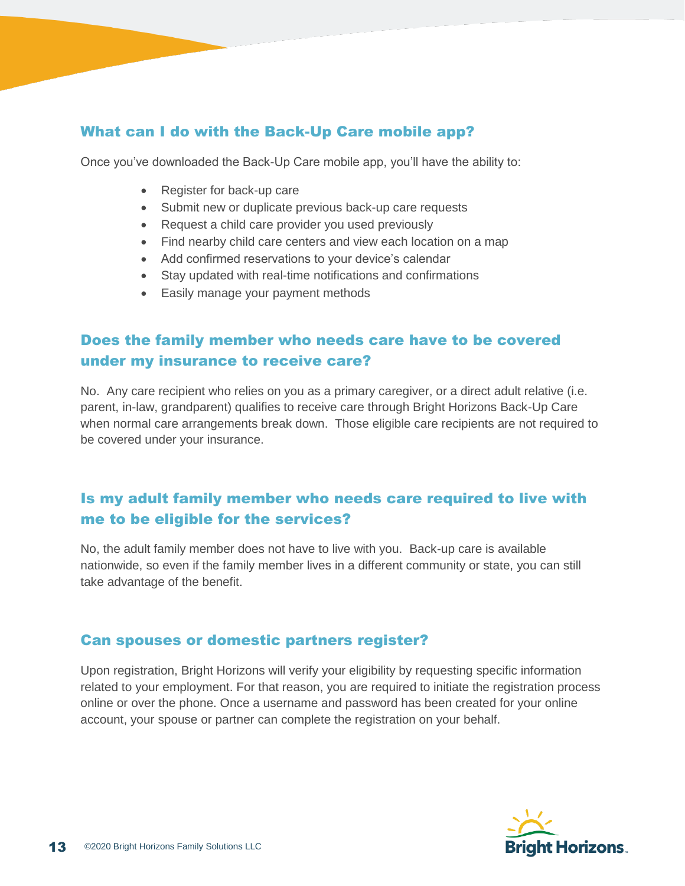## What can I do with the Back-Up Care mobile app?

Once you've downloaded the Back-Up Care mobile app, you'll have the ability to:

- Register for back-up care
- Submit new or duplicate previous back-up care requests
- Request a child care provider you used previously
- Find nearby child care centers and view each location on a map
- Add confirmed reservations to your device's calendar
- Stay updated with real-time notifications and confirmations
- Easily manage your payment methods

## Does the family member who needs care have to be covered under my insurance to receive care?

No. Any care recipient who relies on you as a primary caregiver, or a direct adult relative (i.e. parent, in-law, grandparent) qualifies to receive care through Bright Horizons Back-Up Care when normal care arrangements break down. Those eligible care recipients are not required to be covered under your insurance.

## Is my adult family member who needs care required to live with me to be eligible for the services?

No, the adult family member does not have to live with you. Back-up care is available nationwide, so even if the family member lives in a different community or state, you can still take advantage of the benefit.

## Can spouses or domestic partners register?

Upon registration, Bright Horizons will verify your eligibility by requesting specific information related to your employment. For that reason, you are required to initiate the registration process online or over the phone. Once a username and password has been created for your online account, your spouse or partner can complete the registration on your behalf.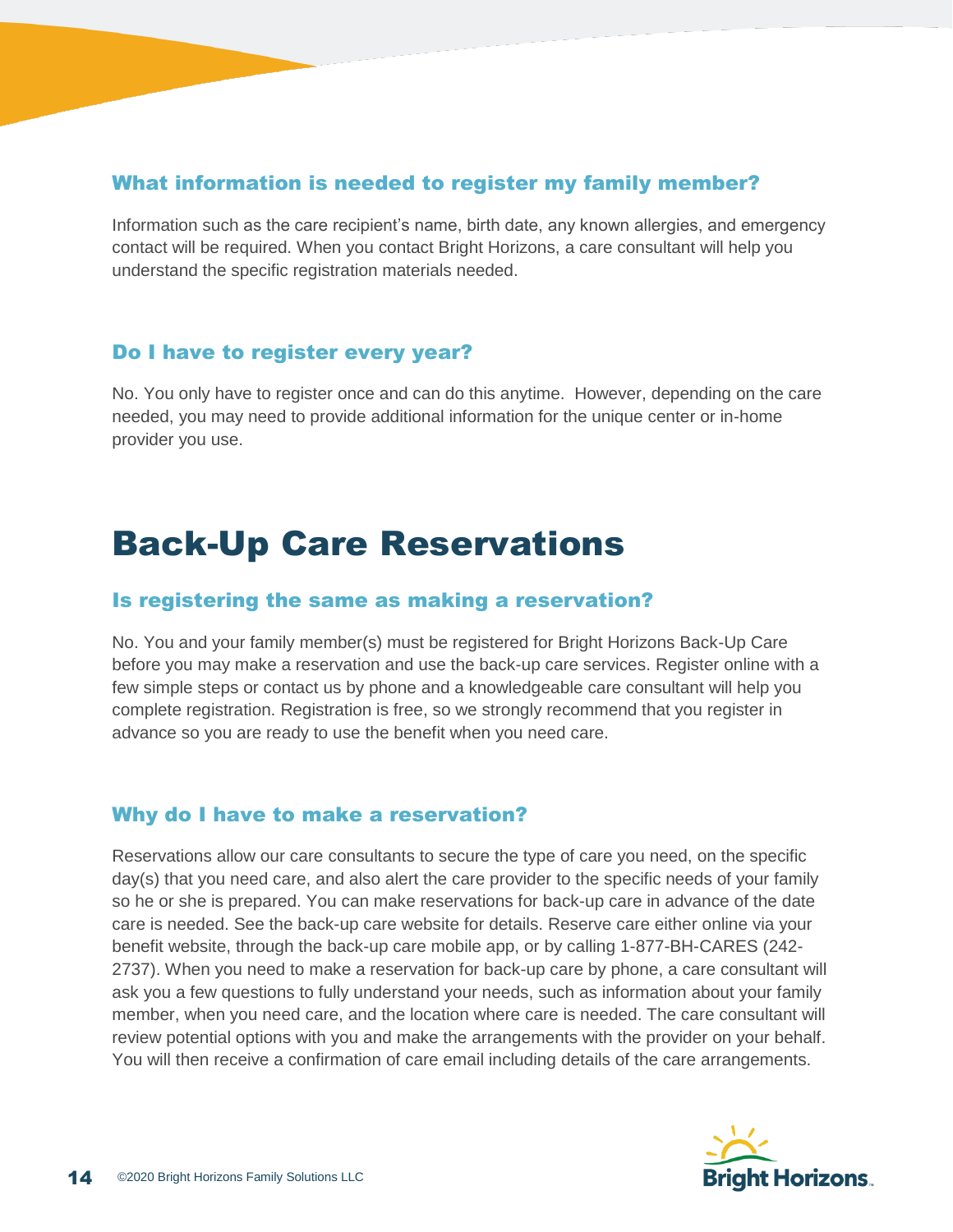### What information is needed to register my family member?

Information such as the care recipient's name, birth date, any known allergies, and emergency contact will be required. When you contact Bright Horizons, a care consultant will help you understand the specific registration materials needed.

### Do I have to register every year?

No. You only have to register once and can do this anytime. However, depending on the care needed, you may need to provide additional information for the unique center or in-home provider you use.

# Back-Up Care Reservations

### Is registering the same as making a reservation?

No. You and your family member(s) must be registered for Bright Horizons Back-Up Care before you may make a reservation and use the back-up care services. Register online with a few simple steps or contact us by phone and a knowledgeable care consultant will help you complete registration. Registration is free, so we strongly recommend that you register in advance so you are ready to use the benefit when you need care.

### Why do I have to make a reservation?

Reservations allow our care consultants to secure the type of care you need, on the specific day(s) that you need care, and also alert the care provider to the specific needs of your family so he or she is prepared. You can make reservations for back-up care in advance of the date care is needed. See the back-up care website for details. Reserve care either online via your benefit website, through the back-up care mobile app, or by calling 1-877-BH-CARES (242-2737). When you need to make a reservation for back-up care by phone, a care consultant will ask you a few questions to fully understand your needs, such as information about your family member, when you need care, and the location where care is needed. The care consultant will review potential options with you and make the arrangements with the provider on your behalf. You will then receive a confirmation of care email including details of the care arrangements.

©2020 Bright Horizons Family Solutions LLC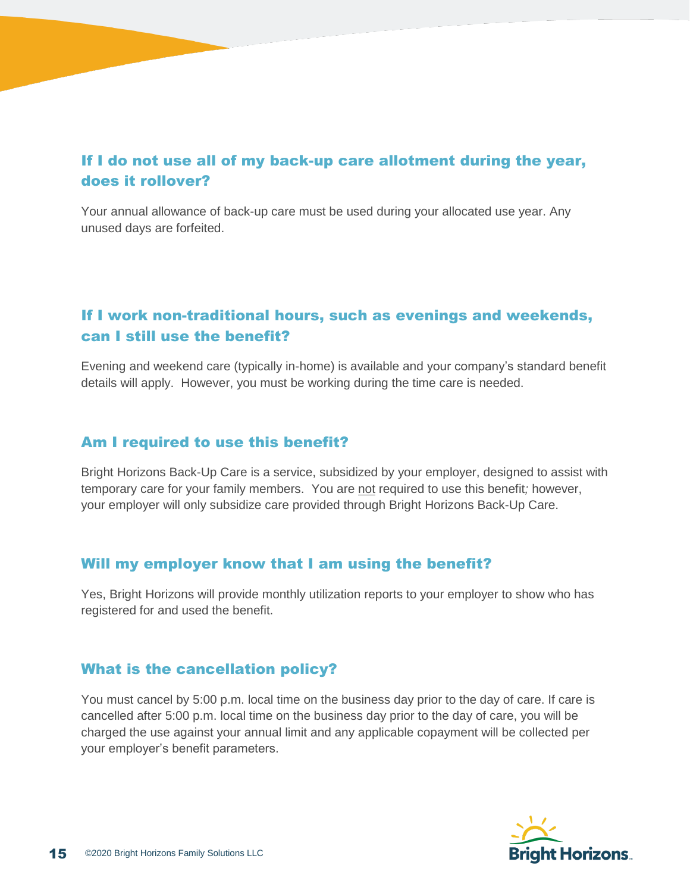### If I do not use all of my back-up care allotment during the year, does it rollover?

Your annual allowance of back-up care must be used during your allocated use year. Any unused days are forfeited.

### If I work non-traditional hours, such as evenings and weekends, can I still use the benefit?

Evening and weekend care (typically in-home) is available and your company's standard benefit details will apply. However, you must be working during the time care is needed.

### Am I required to use this benefit?

Bright Horizons Back-Up Care is a service, subsidized by your employer, designed to assist with temporary care for your family members. You are <u>not</u> required to use this benefit*;* however, your employer will only subsidize care provided through Bright Horizons Back-Up Care.

### Will my employer know that I am using the benefit?

Yes, Bright Horizons will provide monthly utilization reports to your employer to show who has registered for and used the benefit.

### What is the cancellation policy?

You must cancel by 5:00 p.m. local time on the business day prior to the day of care. If care is cancelled after 5:00 p.m. local time on the business day prior to the day of care, you will be charged the use against your annual limit and any applicable copayment will be collected per your employer's benefit parameters.

©2020 Bright Horizons Family Solutions LLC